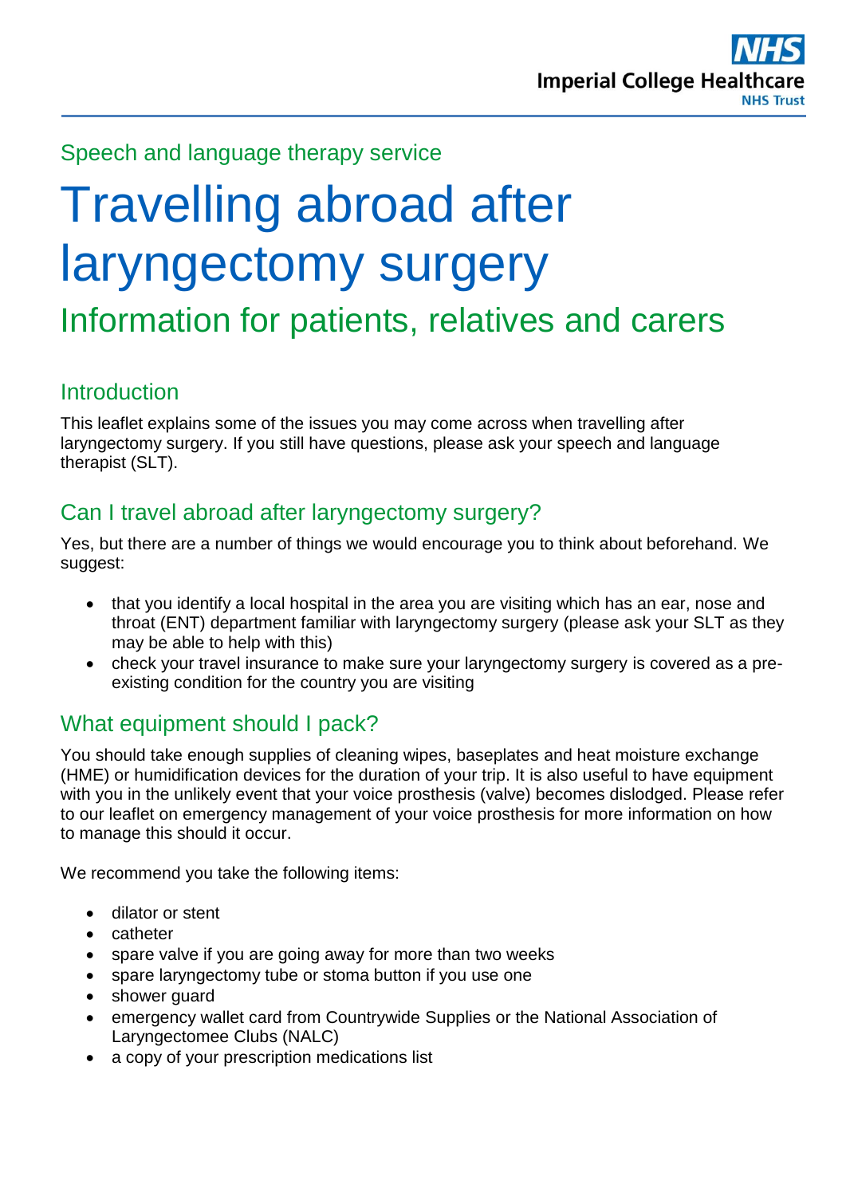Speech and language therapy service

# Travelling abroad after laryngectomy surgery

## Information for patients, relatives and carers

### Introduction

This leaflet explains some of the issues you may come across when travelling after laryngectomy surgery. If you still have questions, please ask your speech and language therapist (SLT).

### Can I travel abroad after laryngectomy surgery?

Yes, but there are a number of things we would encourage you to think about beforehand. We suggest:

- that you identify a local hospital in the area you are visiting which has an ear, nose and throat (ENT) department familiar with laryngectomy surgery (please ask your SLT as they may be able to help with this)
- check your travel insurance to make sure your laryngectomy surgery is covered as a pre-existing condition for the country you are visiting

### What equipment should I pack?

You should take enough supplies of cleaning wipes, baseplates and heat moisture exchange (HME) or humidification devices for the duration of your trip. It is also useful to have equipment with you in the unlikely event that your voice prosthesis (valve) becomes dislodged. Please refer to our leaflet on emergency management of your voice prosthesis for more information on how to manage this should it occur.

We recommend you take the following items:

- dilator or stent
- catheter
- spare valve if you are going away for more than two weeks
- spare laryngectomy tube or stoma button if you use one
- shower guard
- emergency wallet card from Countrywide Supplies or the National Association of Laryngectomee Clubs (NALC)
- a copy of your prescription medications list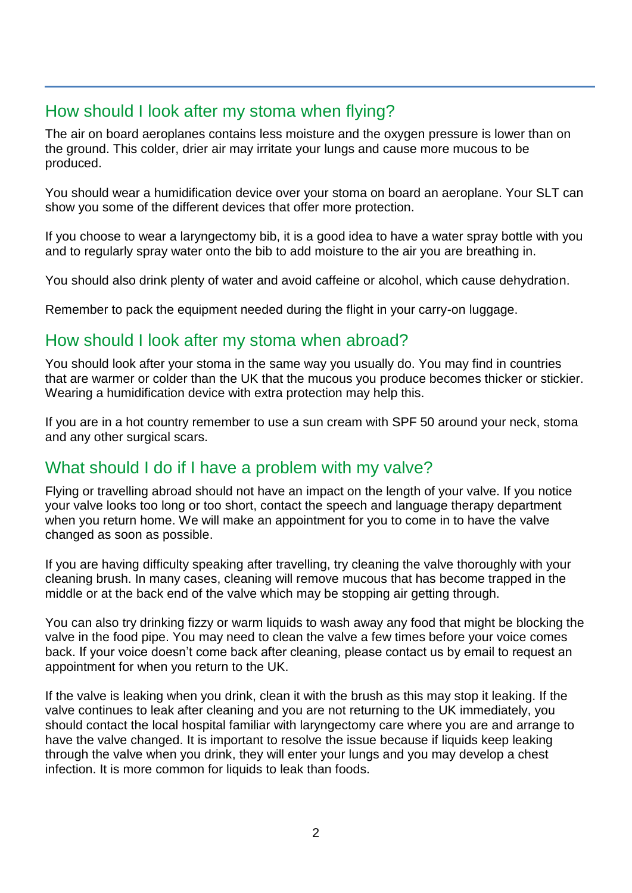## How should I look after my stoma when flying?

The air on board aeroplanes contains less moisture and the oxygen pressure is lower than on the ground. This colder, drier air may irritate your lungs and cause more mucous to be produced.

You should wear a humidification device over your stoma on board an aeroplane. Your SLT can show you some of the different devices that offer more protection.

If you choose to wear a laryngectomy bib, it is a good idea to have a water spray bottle with you and to regularly spray water onto the bib to add moisture to the air you are breathing in.

You should also drink plenty of water and avoid caffeine or alcohol, which cause dehydration.

Remember to pack the equipment needed during the flight in your carry-on luggage.

## How should I look after my stoma when abroad?

You should look after your stoma in the same way you usually do. You may find in countries that are warmer or colder than the UK that the mucous you produce becomes thicker or stickier. Wearing a humidification device with extra protection may help this.

If you are in a hot country remember to use a sun cream with SPF 50 around your neck, stoma and any other surgical scars.

## What should I do if I have a problem with my valve?

Flying or travelling abroad should not have an impact on the length of your valve. If you notice your valve looks too long or too short, contact the speech and language therapy department when you return home. We will make an appointment for you to come in to have the valve changed as soon as possible.

If you are having difficulty speaking after travelling, try cleaning the valve thoroughly with your cleaning brush. In many cases, cleaning will remove mucous that has become trapped in the middle or at the back end of the valve which may be stopping air getting through.

You can also try drinking fizzy or warm liquids to wash away any food that might be blocking the valve in the food pipe. You may need to clean the valve a few times before your voice comes back. If your voice doesn't come back after cleaning, please contact us by email to request an appointment for when you return to the UK.

If the valve is leaking when you drink, clean it with the brush as this may stop it leaking. If the valve continues to leak after cleaning and you are not returning to the UK immediately, you should contact the local hospital familiar with laryngectomy care where you are and arrange to have the valve changed. It is important to resolve the issue because if liquids keep leaking through the valve when you drink, they will enter your lungs and you may develop a chest infection. It is more common for liquids to leak than foods.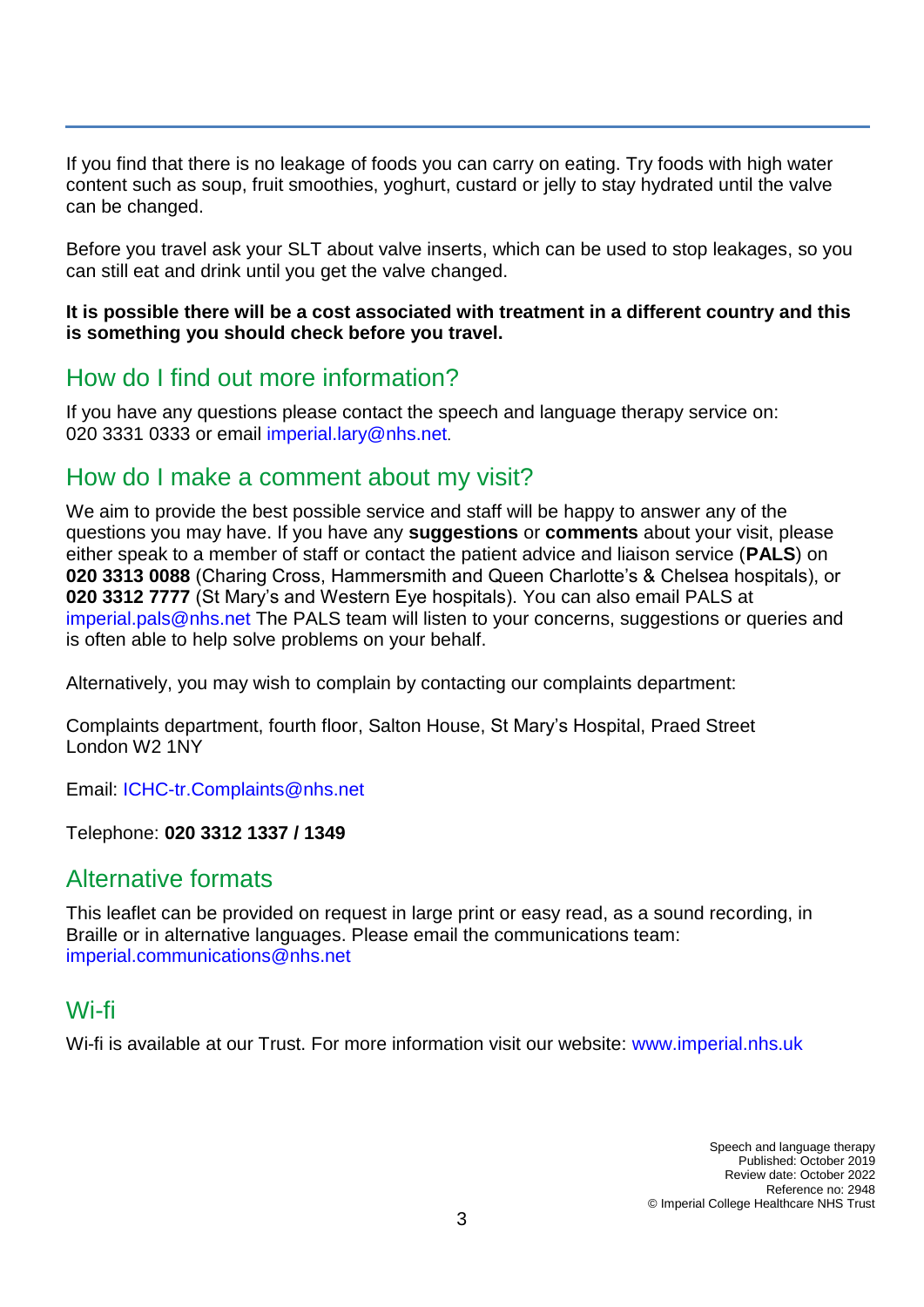If you find that there is no leakage of foods you can carry on eating. Try foods with high water content such as soup, fruit smoothies, yoghurt, custard or jelly to stay hydrated until the valve can be changed.

Before you travel ask your SLT about valve inserts, which can be used to stop leakages, so you can still eat and drink until you get the valve changed.

**It is possible there will be a cost associated with treatment in a different country and this is something you should check before you travel.**

## How do I find out more information?

If you have any questions please contact the speech and language therapy service on: 020 3331 0333 or email imperial.lary@nhs.net.

## How do I make a comment about my visit?

We aim to provide the best possible service and staff will be happy to answer any of the questions you may have. If you have any **suggestions** or **comments** about your visit, please either speak to a member of staff or contact the patient advice and liaison service (**PALS**) on **020 3313 0088** (Charing Cross, Hammersmith and Queen Charlotte's & Chelsea hospitals), or **020 3312 7777** (St Mary's and Western Eye hospitals). You can also email PALS at imperial.pals@nhs.net The PALS team will listen to your concerns, suggestions or queries and is often able to help solve problems on your behalf.

Alternatively, you may wish to complain by contacting our complaints department:

Complaints department, fourth floor, Salton House, St Mary's Hospital, Praed Street
London W2 1NY

Email: ICHC-tr.Complaints@nhs.net

Telephone: **020 3312 1337 / 1349**

## Alternative formats

This leaflet can be provided on request in large print or easy read, as a sound recording, in Braille or in alternative languages. Please email the communications team: imperial.communications@nhs.net

## Wi-fi

Wi-fi is available at our Trust. For more information visit our website: www.imperial.nhs.uk

Speech and language therapy
Published: October 2019
Review date: October 2022
Reference no: 2948
© Imperial College Healthcare NHS Trust